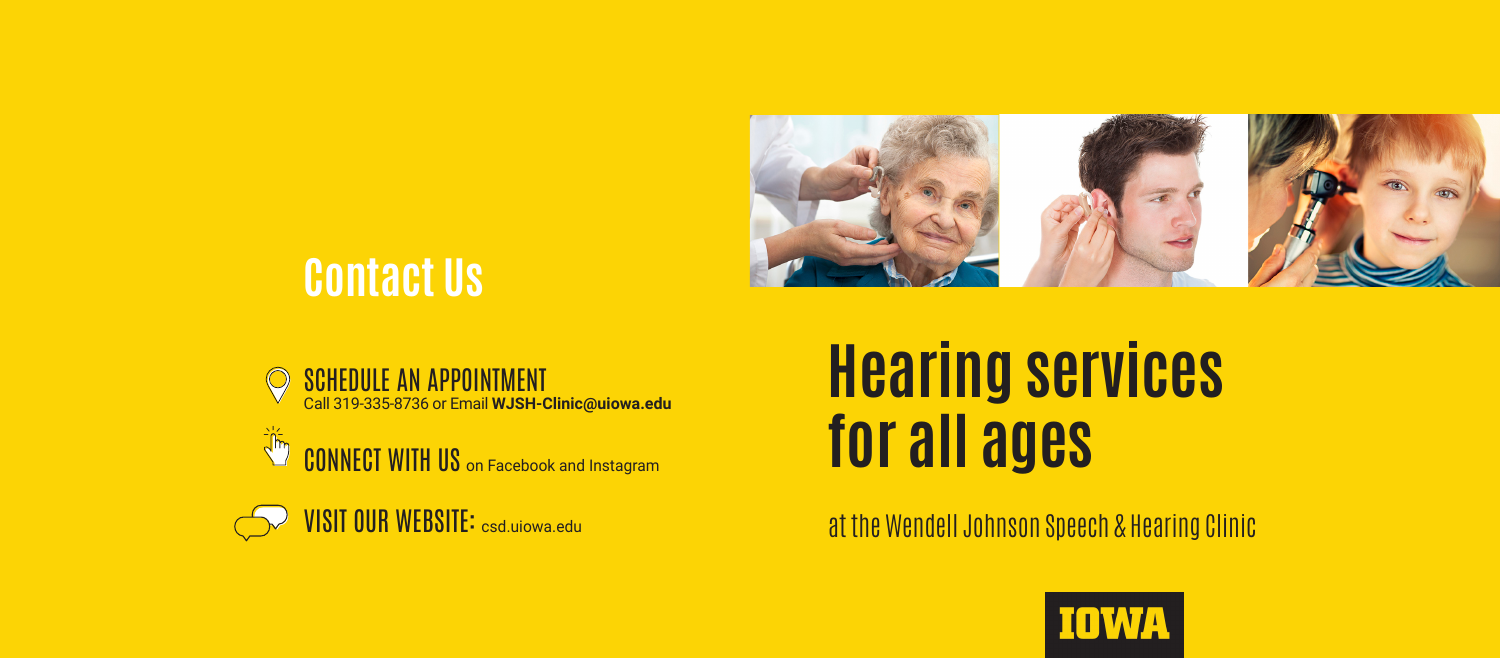## Contact Us

**SCHEDULE AN APPOINTMENT**
Call 319-335-8736 or Email **WJSH-Clinic@uiowa.edu**

**CONNECT WITH US** on Facebook and Instagram

**VISIT OUR WEBSITE:** csd.uiowa.edu

# Hearing services for all ages

at the Wendell Johnson Speech & Hearing Clinic

IOWA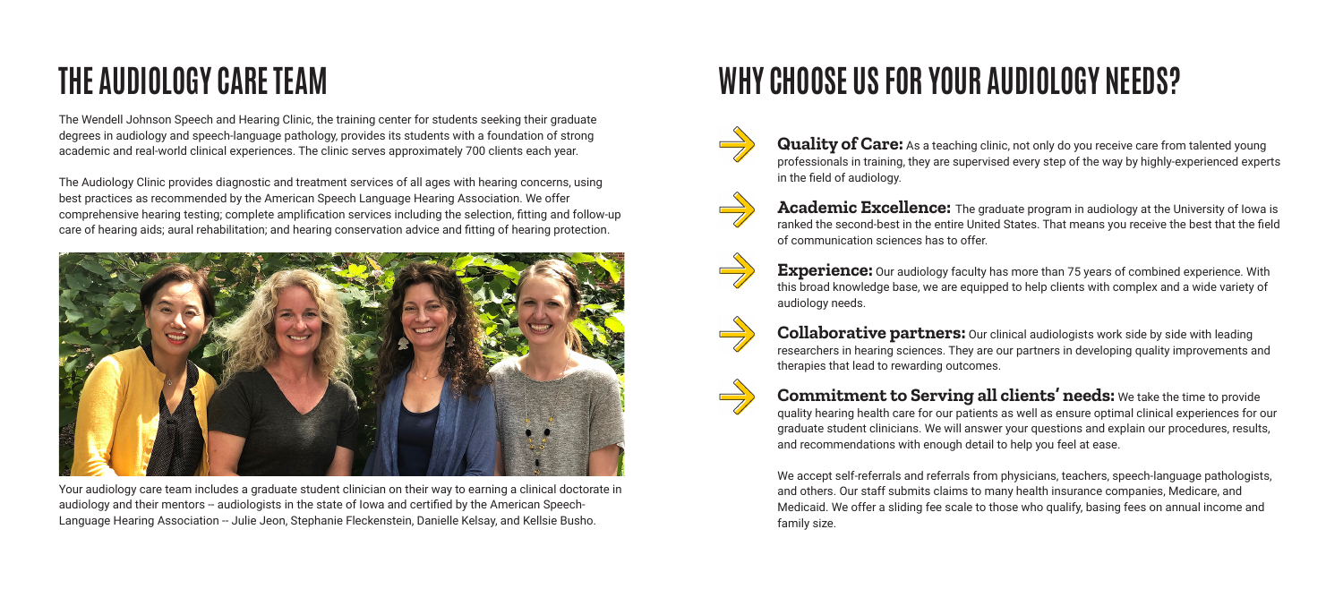# THE AUDIOLOGY CARE TEAM

The Wendell Johnson Speech and Hearing Clinic, the training center for students seeking their graduate degrees in audiology and speech-language pathology, provides its students with a foundation of strong academic and real-world clinical experiences. The clinic serves approximately 700 clients each year.

The Audiology Clinic provides diagnostic and treatment services of all ages with hearing concerns, using best practices as recommended by the American Speech Language Hearing Association. We offer comprehensive hearing testing; complete amplification services including the selection, fitting and follow-up care of hearing aids; aural rehabilitation; and hearing conservation advice and fitting of hearing protection.

Your audiology care team includes a graduate student clinician on their way to earning a clinical doctorate in audiology and their mentors -- audiologists in the state of Iowa and certified by the American Speech-Language Hearing Association -- Julie Jeon, Stephanie Fleckenstein, Danielle Kelsay, and Kellsie Busho.

# WHY CHOOSE US FOR YOUR AUDIOLOGY NEEDS?

**Quality of Care:** As a teaching clinic, not only do you receive care from talented young professionals in training, they are supervised every step of the way by highly-experienced experts in the field of audiology.

**Academic Excellence:** The graduate program in audiology at the University of Iowa is ranked the second-best in the entire United States. That means you receive the best that the field of communication sciences has to offer.

**Experience:** Our audiology faculty has more than 75 years of combined experience. With this broad knowledge base, we are equipped to help clients with complex and a wide variety of audiology needs.

**Collaborative partners:** Our clinical audiologists work side by side with leading researchers in hearing sciences. They are our partners in developing quality improvements and therapies that lead to rewarding outcomes.

**Commitment to Serving all clients' needs:** We take the time to provide quality hearing health care for our patients as well as ensure optimal clinical experiences for our graduate student clinicians. We will answer your questions and explain our procedures, results, and recommendations with enough detail to help you feel at ease.

We accept self-referrals and referrals from physicians, teachers, speech-language pathologists, and others. Our staff submits claims to many health insurance companies, Medicare, and Medicaid. We offer a sliding fee scale to those who qualify, basing fees on annual income and family size.